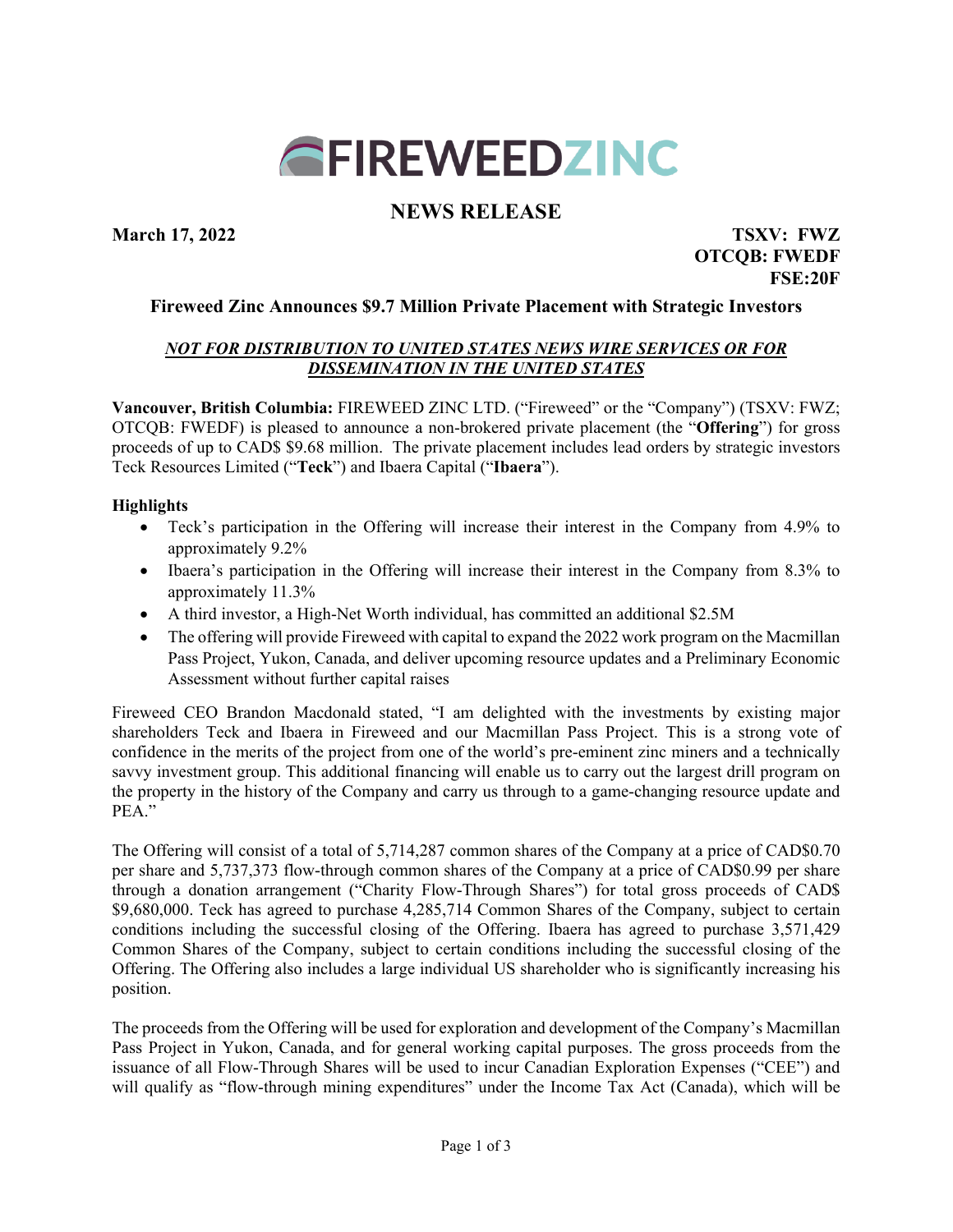# FIREWEEDZINC

## NEWS RELEASE

**March 17, 2022**

**TSXV: FWZ**
**OTCQB: FWEDF**
**FSE:20F**

### Fireweed Zinc Announces $9.7 Million Private Placement with Strategic Investors

***NOT FOR DISTRIBUTION TO UNITED STATES NEWS WIRE SERVICES OR FOR DISSEMINATION IN THE UNITED STATES***

**Vancouver, British Columbia:** FIREWEED ZINC LTD. ("Fireweed" or the "Company") (TSXV: FWZ; OTCQB: FWEDF) is pleased to announce a non-brokered private placement (the "**Offering**") for gross proceeds of up to CAD$ $9.68 million. The private placement includes lead orders by strategic investors Teck Resources Limited ("**Teck**") and Ibaera Capital ("**Ibaera**").

**Highlights**

- Teck's participation in the Offering will increase their interest in the Company from 4.9% to approximately 9.2%
- Ibaera's participation in the Offering will increase their interest in the Company from 8.3% to approximately 11.3%
- A third investor, a High-Net Worth individual, has committed an additional $2.5M
- The offering will provide Fireweed with capital to expand the 2022 work program on the Macmillan Pass Project, Yukon, Canada, and deliver upcoming resource updates and a Preliminary Economic Assessment without further capital raises

Fireweed CEO Brandon Macdonald stated, "I am delighted with the investments by existing major shareholders Teck and Ibaera in Fireweed and our Macmillan Pass Project. This is a strong vote of confidence in the merits of the project from one of the world's pre-eminent zinc miners and a technically savvy investment group. This additional financing will enable us to carry out the largest drill program on the property in the history of the Company and carry us through to a game-changing resource update and PEA."

The Offering will consist of a total of 5,714,287 common shares of the Company at a price of CAD$0.70 per share and 5,737,373 flow-through common shares of the Company at a price of CAD$0.99 per share through a donation arrangement ("Charity Flow-Through Shares") for total gross proceeds of CAD$ $9,680,000. Teck has agreed to purchase 4,285,714 Common Shares of the Company, subject to certain conditions including the successful closing of the Offering. Ibaera has agreed to purchase 3,571,429 Common Shares of the Company, subject to certain conditions including the successful closing of the Offering. The Offering also includes a large individual US shareholder who is significantly increasing his position.

The proceeds from the Offering will be used for exploration and development of the Company's Macmillan Pass Project in Yukon, Canada, and for general working capital purposes. The gross proceeds from the issuance of all Flow-Through Shares will be used to incur Canadian Exploration Expenses ("CEE") and will qualify as "flow-through mining expenditures" under the Income Tax Act (Canada), which will be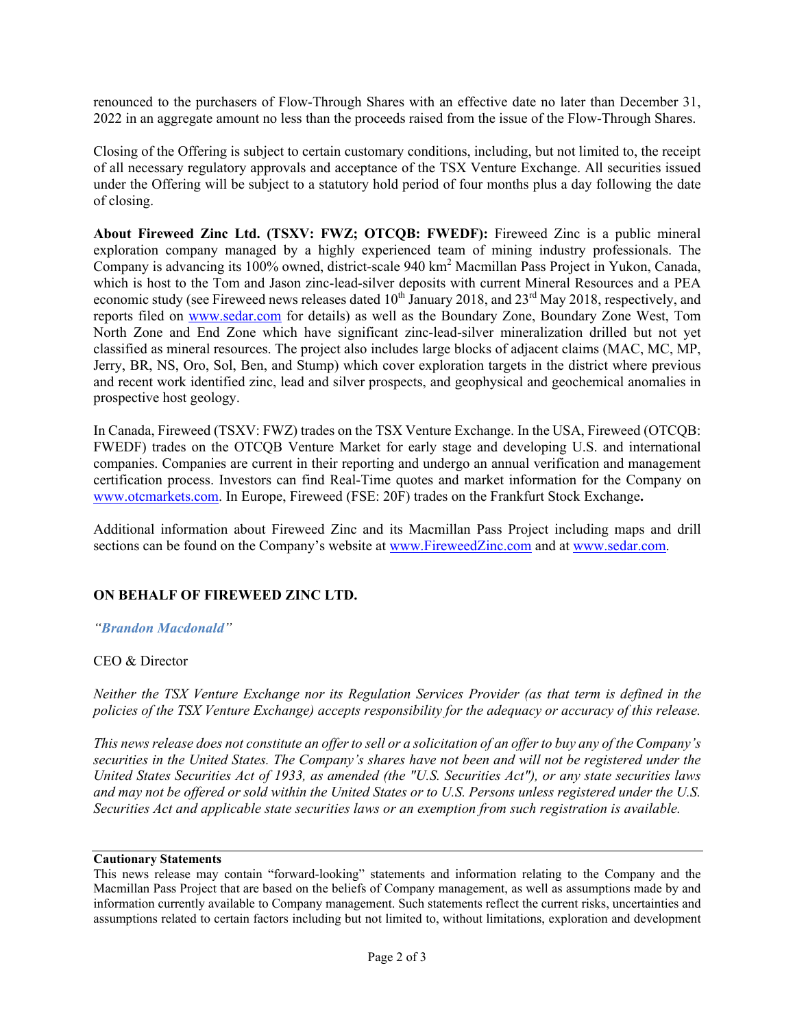renounced to the purchasers of Flow-Through Shares with an effective date no later than December 31, 2022 in an aggregate amount no less than the proceeds raised from the issue of the Flow-Through Shares.

Closing of the Offering is subject to certain customary conditions, including, but not limited to, the receipt of all necessary regulatory approvals and acceptance of the TSX Venture Exchange. All securities issued under the Offering will be subject to a statutory hold period of four months plus a day following the date of closing.

**About Fireweed Zinc Ltd. (TSXV: FWZ; OTCQB: FWEDF):** Fireweed Zinc is a public mineral exploration company managed by a highly experienced team of mining industry professionals. The Company is advancing its 100% owned, district-scale 940 km$^2$ Macmillan Pass Project in Yukon, Canada, which is host to the Tom and Jason zinc-lead-silver deposits with current Mineral Resources and a PEA economic study (see Fireweed news releases dated 10$^{th}$ January 2018, and 23$^{rd}$ May 2018, respectively, and reports filed on [www.sedar.com](www.sedar.com) for details) as well as the Boundary Zone, Boundary Zone West, Tom North Zone and End Zone which have significant zinc-lead-silver mineralization drilled but not yet classified as mineral resources. The project also includes large blocks of adjacent claims (MAC, MC, MP, Jerry, BR, NS, Oro, Sol, Ben, and Stump) which cover exploration targets in the district where previous and recent work identified zinc, lead and silver prospects, and geophysical and geochemical anomalies in prospective host geology.

In Canada, Fireweed (TSXV: FWZ) trades on the TSX Venture Exchange. In the USA, Fireweed (OTCQB: FWEDF) trades on the OTCQB Venture Market for early stage and developing U.S. and international companies. Companies are current in their reporting and undergo an annual verification and management certification process. Investors can find Real-Time quotes and market information for the Company on [www.otcmarkets.com](www.otcmarkets.com). In Europe, Fireweed (FSE: 20F) trades on the Frankfurt Stock Exchange**.**

Additional information about Fireweed Zinc and its Macmillan Pass Project including maps and drill sections can be found on the Company's website at [www.FireweedZinc.com](www.FireweedZinc.com) and at [www.sedar.com](www.sedar.com).

**ON BEHALF OF FIREWEED ZINC LTD.**

*"**Brandon Macdonald**"*

CEO & Director

*Neither the TSX Venture Exchange nor its Regulation Services Provider (as that term is defined in the policies of the TSX Venture Exchange) accepts responsibility for the adequacy or accuracy of this release.*

*This news release does not constitute an offer to sell or a solicitation of an offer to buy any of the Company's securities in the United States. The Company's shares have not been and will not be registered under the United States Securities Act of 1933, as amended (the "U.S. Securities Act"), or any state securities laws and may not be offered or sold within the United States or to U.S. Persons unless registered under the U.S. Securities Act and applicable state securities laws or an exemption from such registration is available.*

**Cautionary Statements**

This news release may contain "forward-looking" statements and information relating to the Company and the Macmillan Pass Project that are based on the beliefs of Company management, as well as assumptions made by and information currently available to Company management. Such statements reflect the current risks, uncertainties and assumptions related to certain factors including but not limited to, without limitations, exploration and development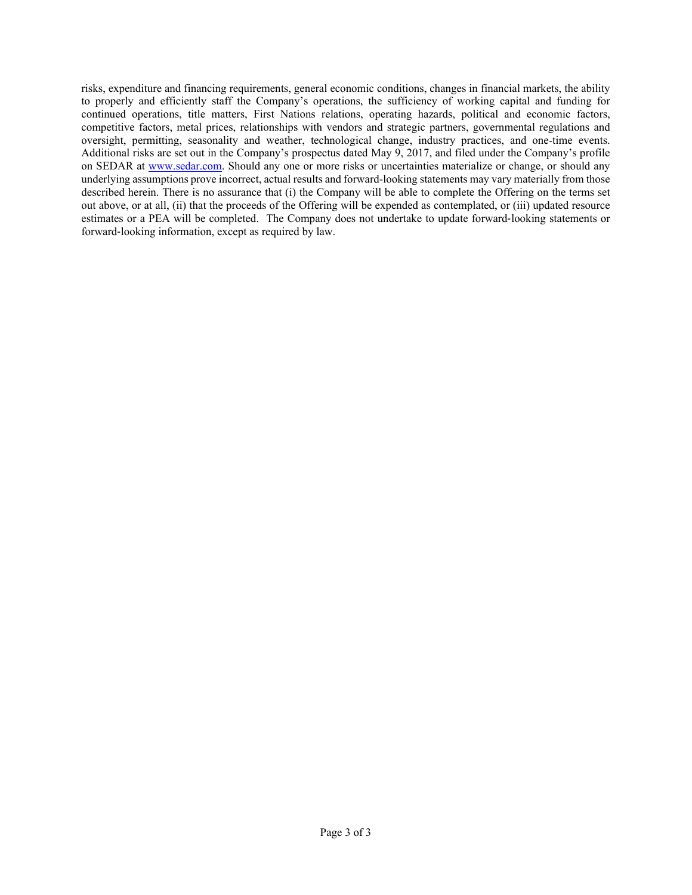risks, expenditure and financing requirements, general economic conditions, changes in financial markets, the ability to properly and efficiently staff the Company's operations, the sufficiency of working capital and funding for continued operations, title matters, First Nations relations, operating hazards, political and economic factors, competitive factors, metal prices, relationships with vendors and strategic partners, governmental regulations and oversight, permitting, seasonality and weather, technological change, industry practices, and one-time events. Additional risks are set out in the Company's prospectus dated May 9, 2017, and filed under the Company's profile on SEDAR at www.sedar.com. Should any one or more risks or uncertainties materialize or change, or should any underlying assumptions prove incorrect, actual results and forward-looking statements may vary materially from those described herein. There is no assurance that (i) the Company will be able to complete the Offering on the terms set out above, or at all, (ii) that the proceeds of the Offering will be expended as contemplated, or (iii) updated resource estimates or a PEA will be completed. The Company does not undertake to update forward-looking statements or forward-looking information, except as required by law.